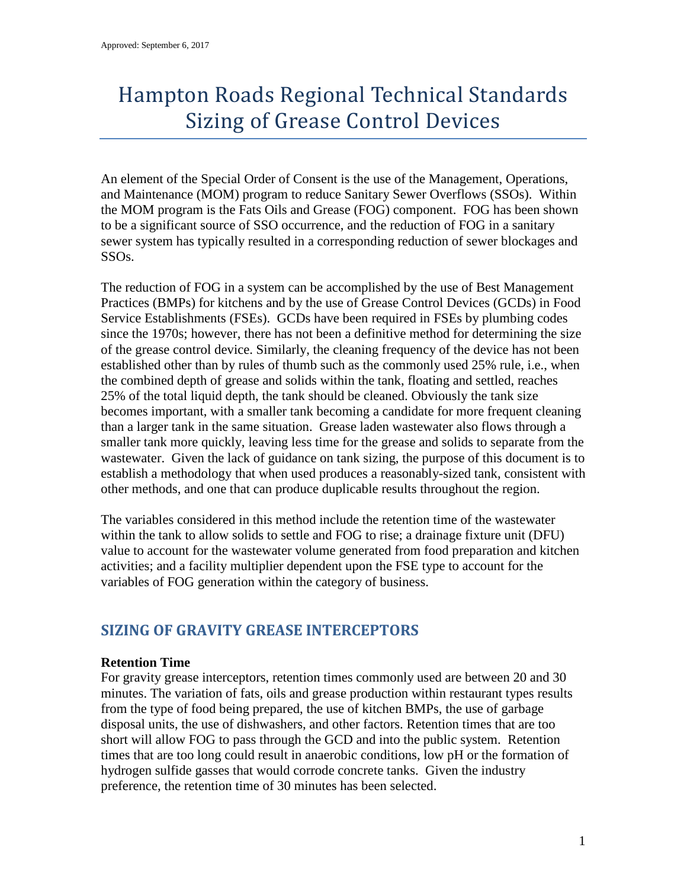Approved: September 6, 2017

# Hampton Roads Regional Technical Standards Sizing of Grease Control Devices

An element of the Special Order of Consent is the use of the Management, Operations, and Maintenance (MOM) program to reduce Sanitary Sewer Overflows (SSOs). Within the MOM program is the Fats Oils and Grease (FOG) component. FOG has been shown to be a significant source of SSO occurrence, and the reduction of FOG in a sanitary sewer system has typically resulted in a corresponding reduction of sewer blockages and SSOs.

The reduction of FOG in a system can be accomplished by the use of Best Management Practices (BMPs) for kitchens and by the use of Grease Control Devices (GCDs) in Food Service Establishments (FSEs). GCDs have been required in FSEs by plumbing codes since the 1970s; however, there has not been a definitive method for determining the size of the grease control device. Similarly, the cleaning frequency of the device has not been established other than by rules of thumb such as the commonly used 25% rule, i.e., when the combined depth of grease and solids within the tank, floating and settled, reaches 25% of the total liquid depth, the tank should be cleaned. Obviously the tank size becomes important, with a smaller tank becoming a candidate for more frequent cleaning than a larger tank in the same situation. Grease laden wastewater also flows through a smaller tank more quickly, leaving less time for the grease and solids to separate from the wastewater. Given the lack of guidance on tank sizing, the purpose of this document is to establish a methodology that when used produces a reasonably-sized tank, consistent with other methods, and one that can produce duplicable results throughout the region.

The variables considered in this method include the retention time of the wastewater within the tank to allow solids to settle and FOG to rise; a drainage fixture unit (DFU) value to account for the wastewater volume generated from food preparation and kitchen activities; and a facility multiplier dependent upon the FSE type to account for the variables of FOG generation within the category of business.

## SIZING OF GRAVITY GREASE INTERCEPTORS

**Retention Time**

For gravity grease interceptors, retention times commonly used are between 20 and 30 minutes. The variation of fats, oils and grease production within restaurant types results from the type of food being prepared, the use of kitchen BMPs, the use of garbage disposal units, the use of dishwashers, and other factors. Retention times that are too short will allow FOG to pass through the GCD and into the public system. Retention times that are too long could result in anaerobic conditions, low pH or the formation of hydrogen sulfide gasses that would corrode concrete tanks. Given the industry preference, the retention time of 30 minutes has been selected.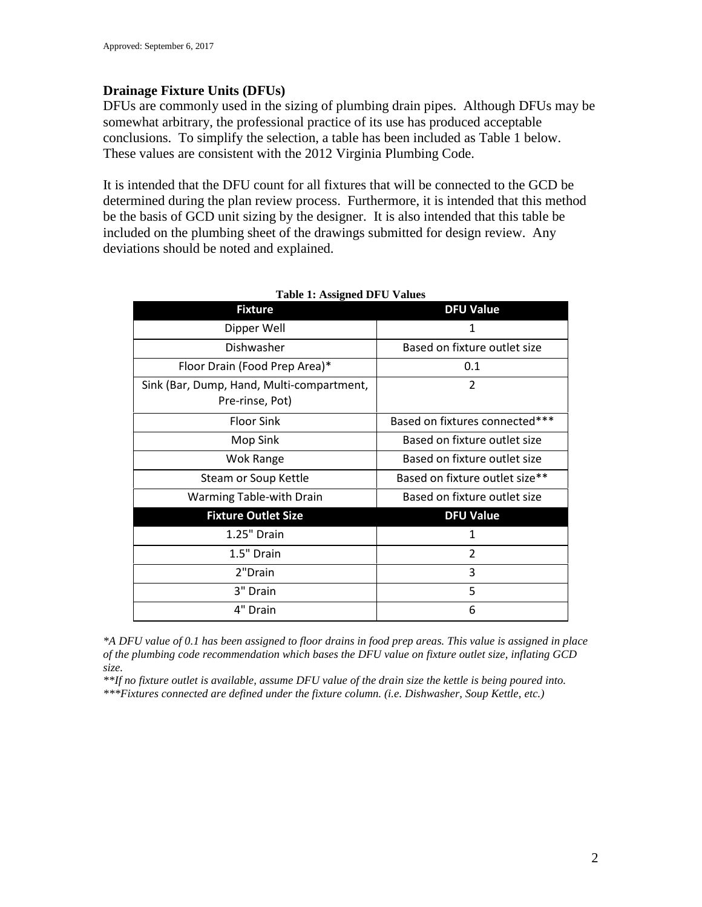## Drainage Fixture Units (DFUs)

DFUs are commonly used in the sizing of plumbing drain pipes. Although DFUs may be somewhat arbitrary, the professional practice of its use has produced acceptable conclusions. To simplify the selection, a table has been included as Table 1 below. These values are consistent with the 2012 Virginia Plumbing Code.

It is intended that the DFU count for all fixtures that will be connected to the GCD be determined during the plan review process. Furthermore, it is intended that this method be the basis of GCD unit sizing by the designer. It is also intended that this table be included on the plumbing sheet of the drawings submitted for design review. Any deviations should be noted and explained.

**Table 1: Assigned DFU Values**

| Fixture | DFU Value |
| --- | --- |
| Dipper Well | 1 |
| Dishwasher | Based on fixture outlet size |
| Floor Drain (Food Prep Area)* | 0.1 |
| Sink (Bar, Dump, Hand, Multi-compartment, Pre-rinse, Pot) | 2 |
| Floor Sink | Based on fixtures connected*** |
| Mop Sink | Based on fixture outlet size |
| Wok Range | Based on fixture outlet size |
| Steam or Soup Kettle | Based on fixture outlet size** |
| Warming Table-with Drain | Based on fixture outlet size |
| **Fixture Outlet Size** | **DFU Value** |
| 1.25" Drain | 1 |
| 1.5" Drain | 2 |
| 2"Drain | 3 |
| 3" Drain | 5 |
| 4" Drain | 6 |

*\*A DFU value of 0.1 has been assigned to floor drains in food prep areas. This value is assigned in place of the plumbing code recommendation which bases the DFU value on fixture outlet size, inflating GCD size.*

*\*\*If no fixture outlet is available, assume DFU value of the drain size the kettle is being poured into.*

*\*\*\*Fixtures connected are defined under the fixture column. (i.e. Dishwasher, Soup Kettle, etc.)*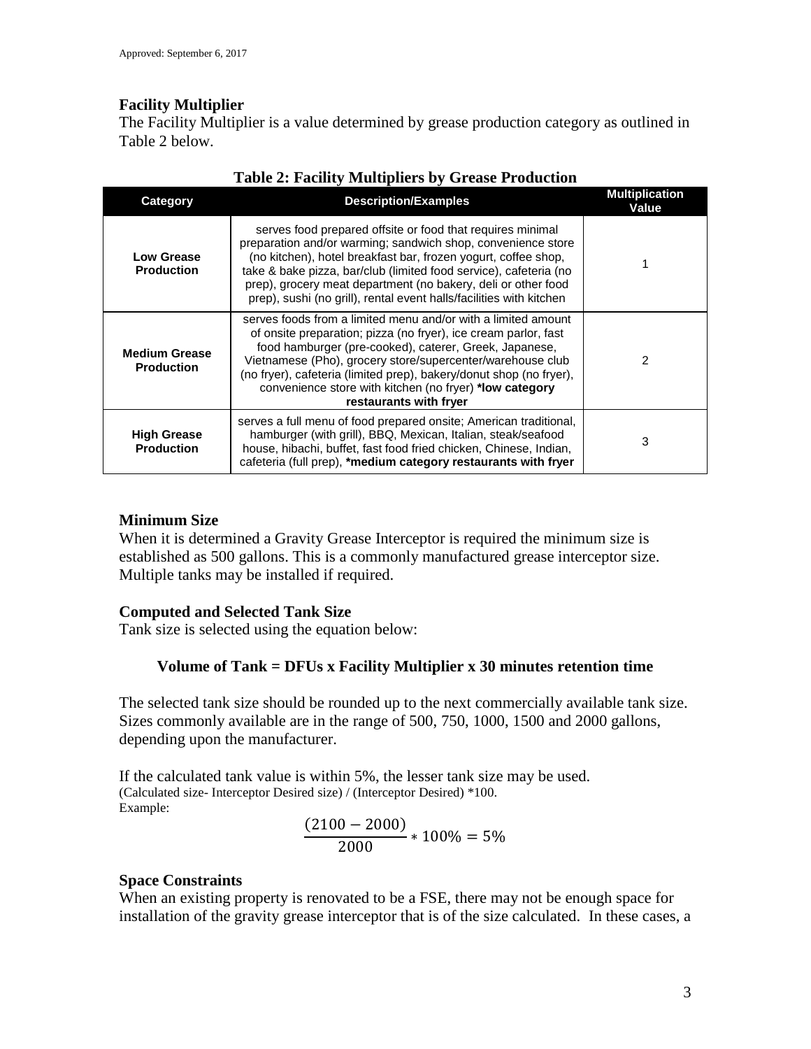## Facility Multiplier

The Facility Multiplier is a value determined by grease production category as outlined in Table 2 below.

**Table 2: Facility Multipliers by Grease Production**

| Category | Description/Examples | Multiplication Value |
|---|---|---|
| **Low Grease Production** | serves food prepared offsite or food that requires minimal preparation and/or warming; sandwich shop, convenience store (no kitchen), hotel breakfast bar, frozen yogurt, coffee shop, take & bake pizza, bar/club (limited food service), cafeteria (no prep), grocery meat department (no bakery, deli or other food prep), sushi (no grill), rental event halls/facilities with kitchen | 1 |
| **Medium Grease Production** | serves foods from a limited menu and/or with a limited amount of onsite preparation; pizza (no fryer), ice cream parlor, fast food hamburger (pre-cooked), caterer, Greek, Japanese, Vietnamese (Pho), grocery store/supercenter/warehouse club (no fryer), cafeteria (limited prep), bakery/donut shop (no fryer), convenience store with kitchen (no fryer) **\*low category restaurants with fryer** | 2 |
| **High Grease Production** | serves a full menu of food prepared onsite; American traditional, hamburger (with grill), BBQ, Mexican, Italian, steak/seafood house, hibachi, buffet, fast food fried chicken, Chinese, Indian, cafeteria (full prep), **\*medium category restaurants with fryer** | 3 |

## Minimum Size

When it is determined a Gravity Grease Interceptor is required the minimum size is established as 500 gallons. This is a commonly manufactured grease interceptor size. Multiple tanks may be installed if required.

## Computed and Selected Tank Size

Tank size is selected using the equation below:

**Volume of Tank = DFUs x Facility Multiplier x 30 minutes retention time**

The selected tank size should be rounded up to the next commercially available tank size. Sizes commonly available are in the range of 500, 750, 1000, 1500 and 2000 gallons, depending upon the manufacturer.

If the calculated tank value is within 5%, the lesser tank size may be used.
(Calculated size- Interceptor Desired size) / (Interceptor Desired) *100.
Example:

$$\frac{(2100 - 2000)}{2000} * 100\% = 5\%$$

## Space Constraints

When an existing property is renovated to be a FSE, there may not be enough space for installation of the gravity grease interceptor that is of the size calculated. In these cases, a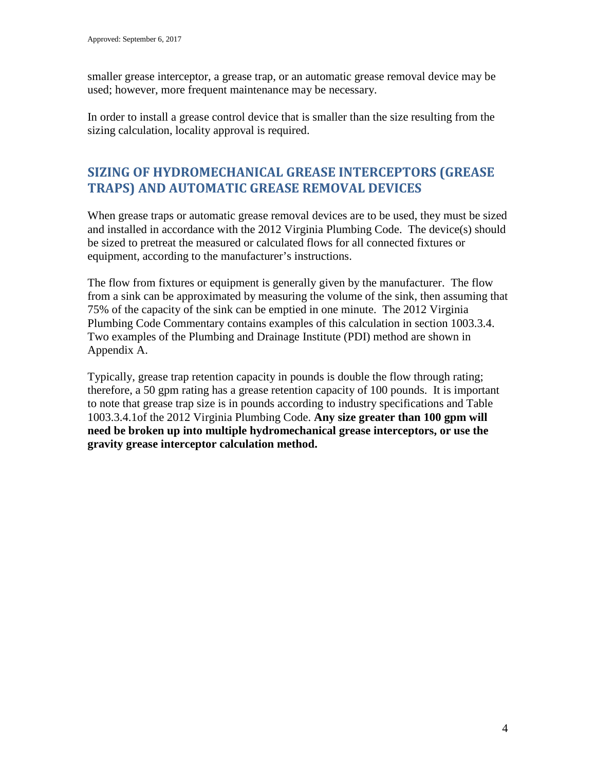smaller grease interceptor, a grease trap, or an automatic grease removal device may be used; however, more frequent maintenance may be necessary.

In order to install a grease control device that is smaller than the size resulting from the sizing calculation, locality approval is required.

## SIZING OF HYDROMECHANICAL GREASE INTERCEPTORS (GREASE TRAPS) AND AUTOMATIC GREASE REMOVAL DEVICES

When grease traps or automatic grease removal devices are to be used, they must be sized and installed in accordance with the 2012 Virginia Plumbing Code. The device(s) should be sized to pretreat the measured or calculated flows for all connected fixtures or equipment, according to the manufacturer's instructions.

The flow from fixtures or equipment is generally given by the manufacturer. The flow from a sink can be approximated by measuring the volume of the sink, then assuming that 75% of the capacity of the sink can be emptied in one minute. The 2012 Virginia Plumbing Code Commentary contains examples of this calculation in section 1003.3.4. Two examples of the Plumbing and Drainage Institute (PDI) method are shown in Appendix A.

Typically, grease trap retention capacity in pounds is double the flow through rating; therefore, a 50 gpm rating has a grease retention capacity of 100 pounds. It is important to note that grease trap size is in pounds according to industry specifications and Table 1003.3.4.1of the 2012 Virginia Plumbing Code. **Any size greater than 100 gpm will need be broken up into multiple hydromechanical grease interceptors, or use the gravity grease interceptor calculation method.**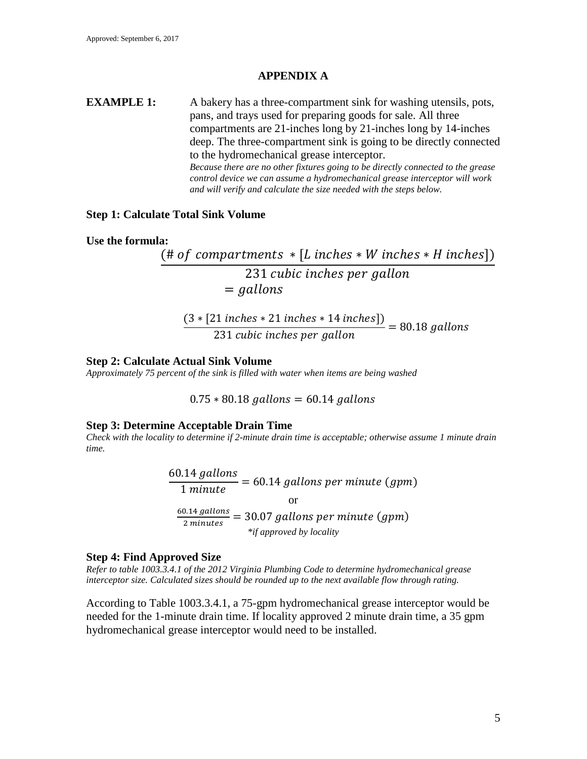Approved: September 6, 2017

## APPENDIX A

**EXAMPLE 1:** A bakery has a three-compartment sink for washing utensils, pots, pans, and trays used for preparing goods for sale. All three compartments are 21-inches long by 21-inches long by 14-inches deep. The three-compartment sink is going to be directly connected to the hydromechanical grease interceptor.

*Because there are no other fixtures going to be directly connected to the grease control device we can assume a hydromechanical grease interceptor will work and will verify and calculate the size needed with the steps below.*

### Step 1: Calculate Total Sink Volume

**Use the formula:**

$$\frac{(\#\ of\ compartments\ * [L\ inches * W\ inches * H\ inches])}{231\ cubic\ inches\ per\ gallon} = gallons$$

$$\frac{(3 * [21\ inches * 21\ inches * 14\ inches])}{231\ cubic\ inches\ per\ gallon} = 80.18\ gallons$$

### Step 2: Calculate Actual Sink Volume

*Approximately 75 percent of the sink is filled with water when items are being washed*

$$0.75 * 80.18\ gallons = 60.14\ gallons$$

### Step 3: Determine Acceptable Drain Time

*Check with the locality to determine if 2-minute drain time is acceptable; otherwise assume 1 minute drain time.*

$$\frac{60.14\ gallons}{1\ minute} = 60.14\ gallons\ per\ minute\ (gpm)$$

or

$$\frac{60.14\ gallons}{2\ minutes} = 30.07\ gallons\ per\ minute\ (gpm)$$

*\*if approved by locality*

### Step 4: Find Approved Size

*Refer to table 1003.3.4.1 of the 2012 Virginia Plumbing Code to determine hydromechanical grease interceptor size. Calculated sizes should be rounded up to the next available flow through rating.*

According to Table 1003.3.4.1, a 75-gpm hydromechanical grease interceptor would be needed for the 1-minute drain time. If locality approved 2 minute drain time, a 35 gpm hydromechanical grease interceptor would need to be installed.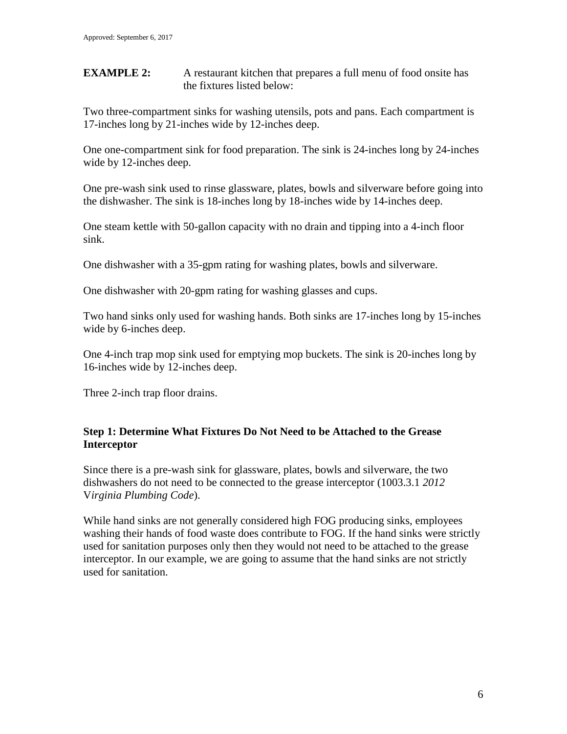**EXAMPLE 2:** A restaurant kitchen that prepares a full menu of food onsite has the fixtures listed below:

Two three-compartment sinks for washing utensils, pots and pans. Each compartment is 17-inches long by 21-inches wide by 12-inches deep.

One one-compartment sink for food preparation. The sink is 24-inches long by 24-inches wide by 12-inches deep.

One pre-wash sink used to rinse glassware, plates, bowls and silverware before going into the dishwasher. The sink is 18-inches long by 18-inches wide by 14-inches deep.

One steam kettle with 50-gallon capacity with no drain and tipping into a 4-inch floor sink.

One dishwasher with a 35-gpm rating for washing plates, bowls and silverware.

One dishwasher with 20-gpm rating for washing glasses and cups.

Two hand sinks only used for washing hands. Both sinks are 17-inches long by 15-inches wide by 6-inches deep.

One 4-inch trap mop sink used for emptying mop buckets. The sink is 20-inches long by 16-inches wide by 12-inches deep.

Three 2-inch trap floor drains.

### Step 1: Determine What Fixtures Do Not Need to be Attached to the Grease Interceptor

Since there is a pre-wash sink for glassware, plates, bowls and silverware, the two dishwashers do not need to be connected to the grease interceptor (1003.3.1 *2012 Virginia Plumbing Code*).

While hand sinks are not generally considered high FOG producing sinks, employees washing their hands of food waste does contribute to FOG. If the hand sinks were strictly used for sanitation purposes only then they would not need to be attached to the grease interceptor. In our example, we are going to assume that the hand sinks are not strictly used for sanitation.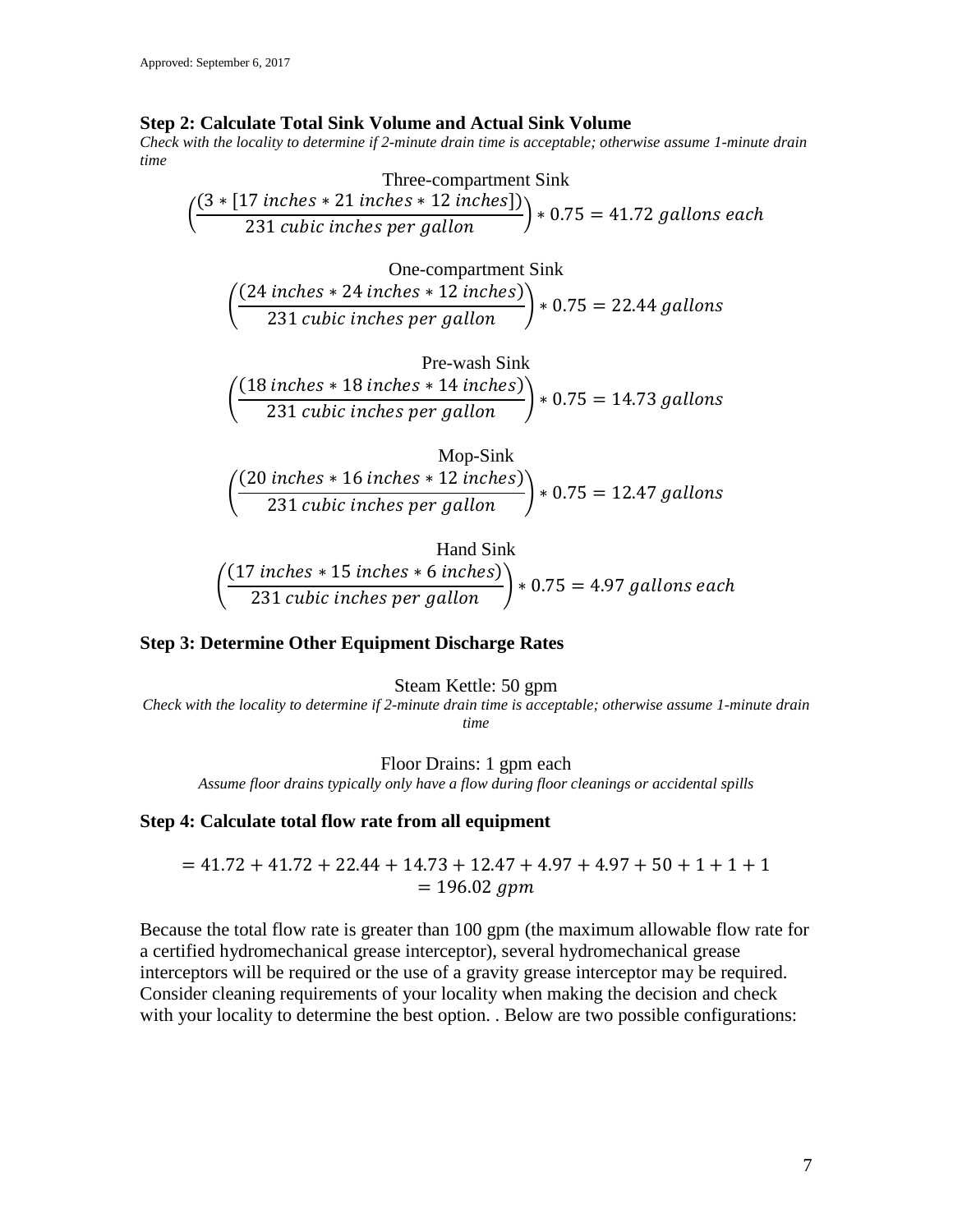**Step 2: Calculate Total Sink Volume and Actual Sink Volume**

*Check with the locality to determine if 2-minute drain time is acceptable; otherwise assume 1-minute drain time*

Three-compartment Sink

$$\left(\frac{(3 * [17\ inches * 21\ inches * 12\ inches])}{231\ cubic\ inches\ per\ gallon}\right) * 0.75 = 41.72\ gallons\ each$$

One-compartment Sink

$$\left(\frac{(24\ inches * 24\ inches * 12\ inches)}{231\ cubic\ inches\ per\ gallon}\right) * 0.75 = 22.44\ gallons$$

Pre-wash Sink

$$\left(\frac{(18\ inches * 18\ inches * 14\ inches)}{231\ cubic\ inches\ per\ gallon}\right) * 0.75 = 14.73\ gallons$$

Mop-Sink

$$\left(\frac{(20\ inches * 16\ inches * 12\ inches)}{231\ cubic\ inches\ per\ gallon}\right) * 0.75 = 12.47\ gallons$$

Hand Sink

$$\left(\frac{(17\ inches * 15\ inches * 6\ inches)}{231\ cubic\ inches\ per\ gallon}\right) * 0.75 = 4.97\ gallons\ each$$

**Step 3: Determine Other Equipment Discharge Rates**

Steam Kettle: 50 gpm

*Check with the locality to determine if 2-minute drain time is acceptable; otherwise assume 1-minute drain time*

Floor Drains: 1 gpm each

*Assume floor drains typically only have a flow during floor cleanings or accidental spills*

**Step 4: Calculate total flow rate from all equipment**

$$= 41.72 + 41.72 + 22.44 + 14.73 + 12.47 + 4.97 + 4.97 + 50 + 1 + 1 + 1$$
$$= 196.02\ gpm$$

Because the total flow rate is greater than 100 gpm (the maximum allowable flow rate for a certified hydromechanical grease interceptor), several hydromechanical grease interceptors will be required or the use of a gravity grease interceptor may be required. Consider cleaning requirements of your locality when making the decision and check with your locality to determine the best option. . Below are two possible configurations: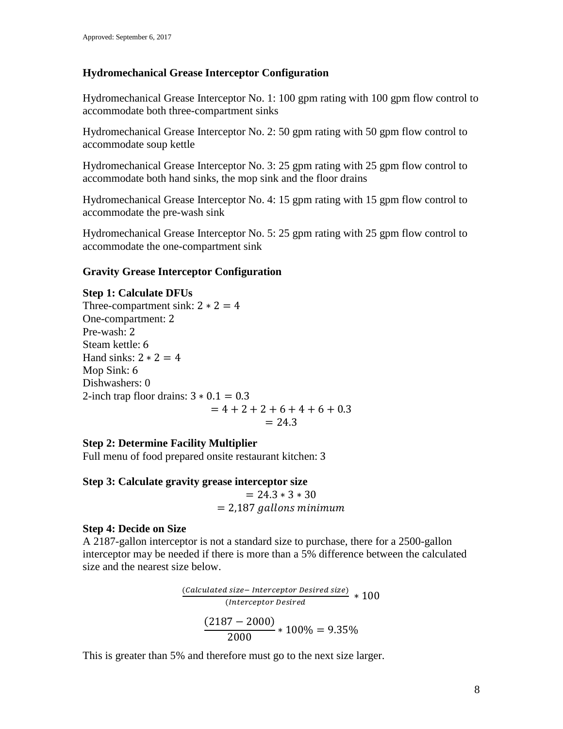Approved: September 6, 2017

### Hydromechanical Grease Interceptor Configuration

Hydromechanical Grease Interceptor No. 1: 100 gpm rating with 100 gpm flow control to accommodate both three-compartment sinks

Hydromechanical Grease Interceptor No. 2: 50 gpm rating with 50 gpm flow control to accommodate soup kettle

Hydromechanical Grease Interceptor No. 3: 25 gpm rating with 25 gpm flow control to accommodate both hand sinks, the mop sink and the floor drains

Hydromechanical Grease Interceptor No. 4: 15 gpm rating with 15 gpm flow control to accommodate the pre-wash sink

Hydromechanical Grease Interceptor No. 5: 25 gpm rating with 25 gpm flow control to accommodate the one-compartment sink

### Gravity Grease Interceptor Configuration

**Step 1: Calculate DFUs**

Three-compartment sink: $2 * 2 = 4$
One-compartment: $2$
Pre-wash: $2$
Steam kettle: $6$
Hand sinks: $2 * 2 = 4$
Mop Sink: $6$
Dishwashers: $0$
2-inch trap floor drains: $3 * 0.1 = 0.3$

$$= 4 + 2 + 2 + 6 + 4 + 6 + 0.3$$
$$= 24.3$$

**Step 2: Determine Facility Multiplier**

Full menu of food prepared onsite restaurant kitchen: 3

**Step 3: Calculate gravity grease interceptor size**

$$= 24.3 * 3 * 30$$
$$= 2{,}187\ gallons\ minimum$$

**Step 4: Decide on Size**

A 2187-gallon interceptor is not a standard size to purchase, there for a 2500-gallon interceptor may be needed if there is more than a 5% difference between the calculated size and the nearest size below.

$$\frac{(Calculated\ size - Interceptor\ Desired\ size)}{(Interceptor\ Desired} * 100$$

$$\frac{(2187 - 2000)}{2000} * 100\% = 9.35\%$$

This is greater than 5% and therefore must go to the next size larger.